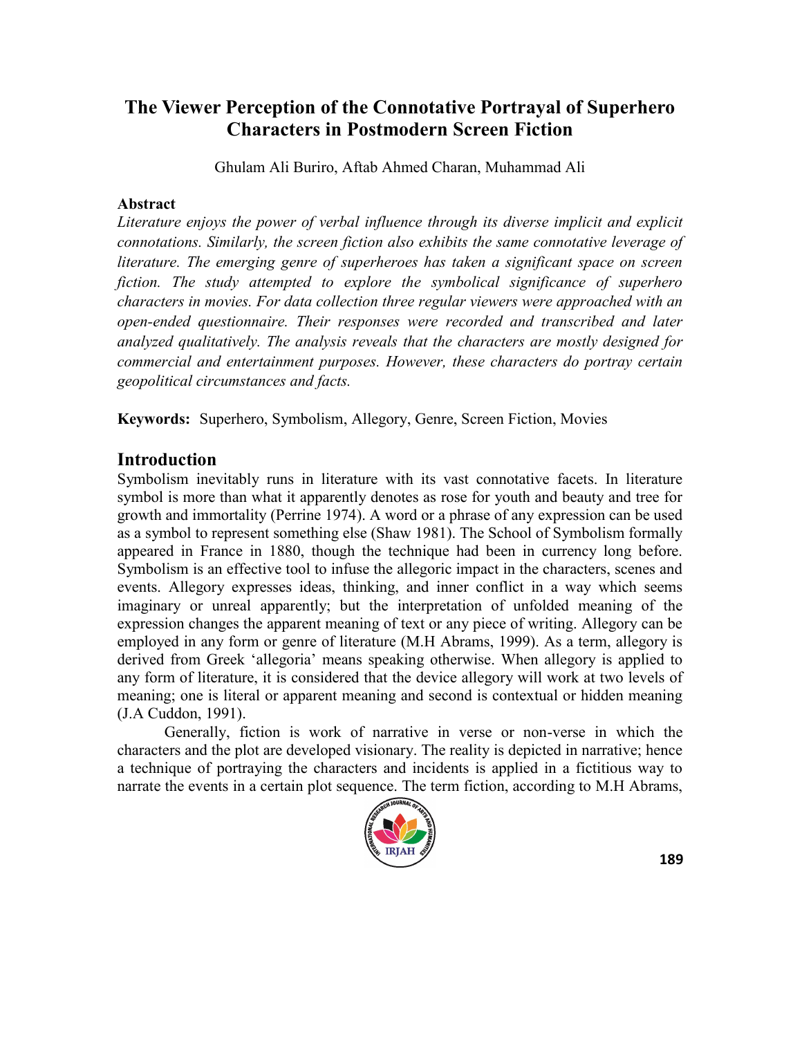# The Viewer Perception of the Connotative Portrayal of Superhero Characters in Postmodern Screen Fiction

Ghulam Ali Buriro, Aftab Ahmed Charan, Muhammad Ali

**Abstract**

*Literature enjoys the power of verbal influence through its diverse implicit and explicit connotations. Similarly, the screen fiction also exhibits the same connotative leverage of literature. The emerging genre of superheroes has taken a significant space on screen fiction. The study attempted to explore the symbolical significance of superhero characters in movies. For data collection three regular viewers were approached with an open-ended questionnaire. Their responses were recorded and transcribed and later analyzed qualitatively. The analysis reveals that the characters are mostly designed for commercial and entertainment purposes. However, these characters do portray certain geopolitical circumstances and facts.*

**Keywords:** Superhero, Symbolism, Allegory, Genre, Screen Fiction, Movies

## Introduction

Symbolism inevitably runs in literature with its vast connotative facets. In literature symbol is more than what it apparently denotes as rose for youth and beauty and tree for growth and immortality (Perrine 1974). A word or a phrase of any expression can be used as a symbol to represent something else (Shaw 1981). The School of Symbolism formally appeared in France in 1880, though the technique had been in currency long before. Symbolism is an effective tool to infuse the allegoric impact in the characters, scenes and events. Allegory expresses ideas, thinking, and inner conflict in a way which seems imaginary or unreal apparently; but the interpretation of unfolded meaning of the expression changes the apparent meaning of text or any piece of writing. Allegory can be employed in any form or genre of literature (M.H Abrams, 1999). As a term, allegory is derived from Greek 'allegoria' means speaking otherwise. When allegory is applied to any form of literature, it is considered that the device allegory will work at two levels of meaning; one is literal or apparent meaning and second is contextual or hidden meaning (J.A Cuddon, 1991).

Generally, fiction is work of narrative in verse or non-verse in which the characters and the plot are developed visionary. The reality is depicted in narrative; hence a technique of portraying the characters and incidents is applied in a fictitious way to narrate the events in a certain plot sequence. The term fiction, according to M.H Abrams,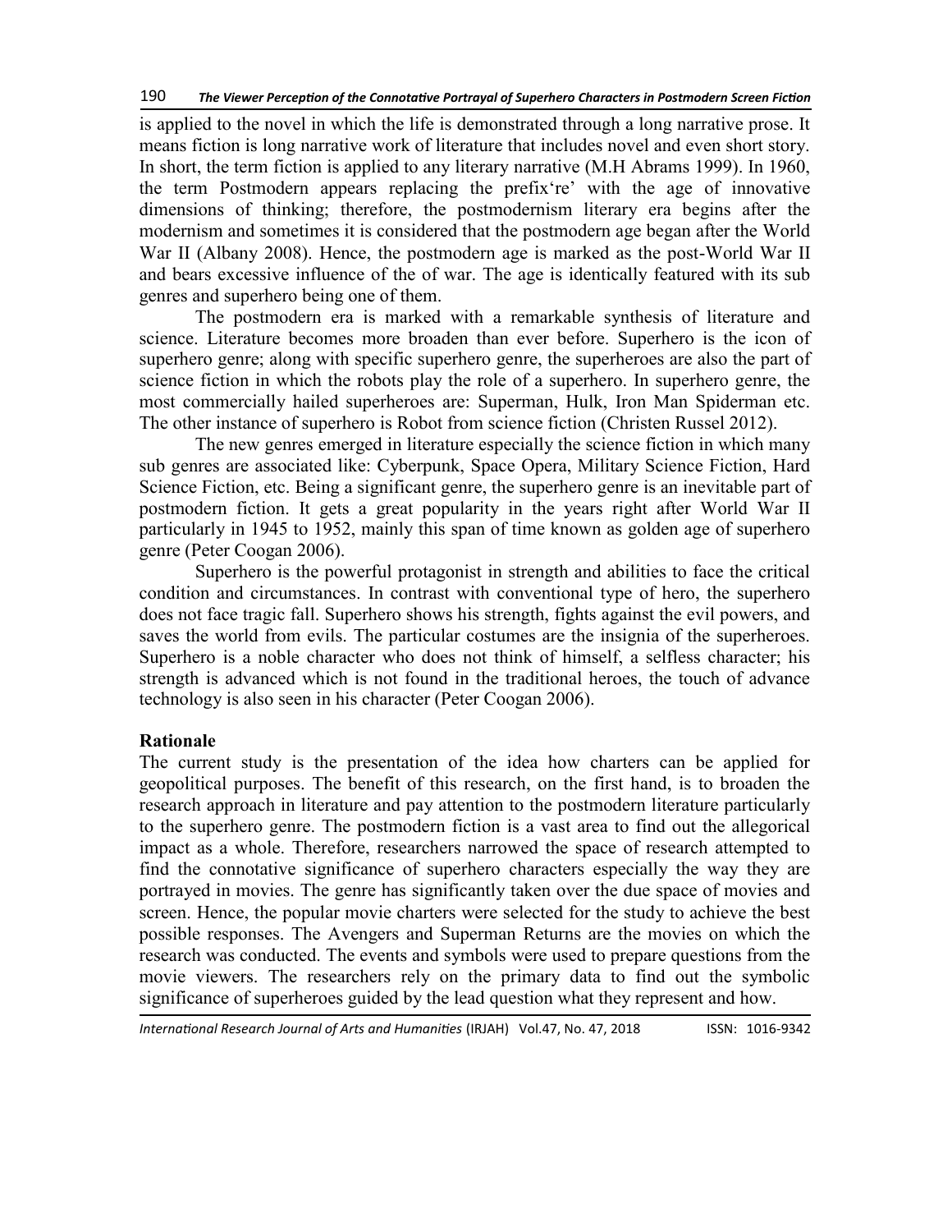is applied to the novel in which the life is demonstrated through a long narrative prose. It means fiction is long narrative work of literature that includes novel and even short story. In short, the term fiction is applied to any literary narrative (M.H Abrams 1999). In 1960, the term Postmodern appears replacing the prefix're' with the age of innovative dimensions of thinking; therefore, the postmodernism literary era begins after the modernism and sometimes it is considered that the postmodern age began after the World War II (Albany 2008). Hence, the postmodern age is marked as the post-World War II and bears excessive influence of the of war. The age is identically featured with its sub genres and superhero being one of them.

The postmodern era is marked with a remarkable synthesis of literature and science. Literature becomes more broaden than ever before. Superhero is the icon of superhero genre; along with specific superhero genre, the superheroes are also the part of science fiction in which the robots play the role of a superhero. In superhero genre, the most commercially hailed superheroes are: Superman, Hulk, Iron Man Spiderman etc. The other instance of superhero is Robot from science fiction (Christen Russel 2012).

The new genres emerged in literature especially the science fiction in which many sub genres are associated like: Cyberpunk, Space Opera, Military Science Fiction, Hard Science Fiction, etc. Being a significant genre, the superhero genre is an inevitable part of postmodern fiction. It gets a great popularity in the years right after World War II particularly in 1945 to 1952, mainly this span of time known as golden age of superhero genre (Peter Coogan 2006).

Superhero is the powerful protagonist in strength and abilities to face the critical condition and circumstances. In contrast with conventional type of hero, the superhero does not face tragic fall. Superhero shows his strength, fights against the evil powers, and saves the world from evils. The particular costumes are the insignia of the superheroes. Superhero is a noble character who does not think of himself, a selfless character; his strength is advanced which is not found in the traditional heroes, the touch of advance technology is also seen in his character (Peter Coogan 2006).

## Rationale

The current study is the presentation of the idea how charters can be applied for geopolitical purposes. The benefit of this research, on the first hand, is to broaden the research approach in literature and pay attention to the postmodern literature particularly to the superhero genre. The postmodern fiction is a vast area to find out the allegorical impact as a whole. Therefore, researchers narrowed the space of research attempted to find the connotative significance of superhero characters especially the way they are portrayed in movies. The genre has significantly taken over the due space of movies and screen. Hence, the popular movie charters were selected for the study to achieve the best possible responses. The Avengers and Superman Returns are the movies on which the research was conducted. The events and symbols were used to prepare questions from the movie viewers. The researchers rely on the primary data to find out the symbolic significance of superheroes guided by the lead question what they represent and how.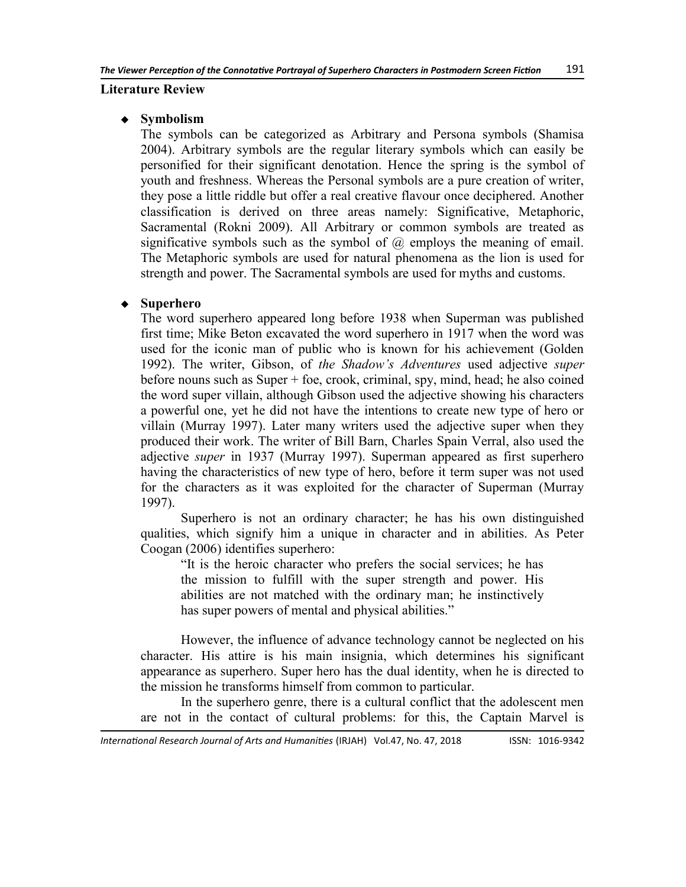## Literature Review

- **Symbolism**

  The symbols can be categorized as Arbitrary and Persona symbols (Shamisa 2004). Arbitrary symbols are the regular literary symbols which can easily be personified for their significant denotation. Hence the spring is the symbol of youth and freshness. Whereas the Personal symbols are a pure creation of writer, they pose a little riddle but offer a real creative flavour once deciphered. Another classification is derived on three areas namely: Significative, Metaphoric, Sacramental (Rokni 2009). All Arbitrary or common symbols are treated as significative symbols such as the symbol of @ employs the meaning of email. The Metaphoric symbols are used for natural phenomena as the lion is used for strength and power. The Sacramental symbols are used for myths and customs.

- **Superhero**

  The word superhero appeared long before 1938 when Superman was published first time; Mike Beton excavated the word superhero in 1917 when the word was used for the iconic man of public who is known for his achievement (Golden 1992). The writer, Gibson, of *the Shadow's Adventures* used adjective *super* before nouns such as Super + foe, crook, criminal, spy, mind, head; he also coined the word super villain, although Gibson used the adjective showing his characters a powerful one, yet he did not have the intentions to create new type of hero or villain (Murray 1997). Later many writers used the adjective super when they produced their work. The writer of Bill Barn, Charles Spain Verral, also used the adjective *super* in 1937 (Murray 1997). Superman appeared as first superhero having the characteristics of new type of hero, before it term super was not used for the characters as it was exploited for the character of Superman (Murray 1997).

  Superhero is not an ordinary character; he has his own distinguished qualities, which signify him a unique in character and in abilities. As Peter Coogan (2006) identifies superhero:

  > "It is the heroic character who prefers the social services; he has the mission to fulfill with the super strength and power. His abilities are not matched with the ordinary man; he instinctively has super powers of mental and physical abilities."

  However, the influence of advance technology cannot be neglected on his character. His attire is his main insignia, which determines his significant appearance as superhero. Super hero has the dual identity, when he is directed to the mission he transforms himself from common to particular.

  In the superhero genre, there is a cultural conflict that the adolescent men are not in the contact of cultural problems: for this, the Captain Marvel is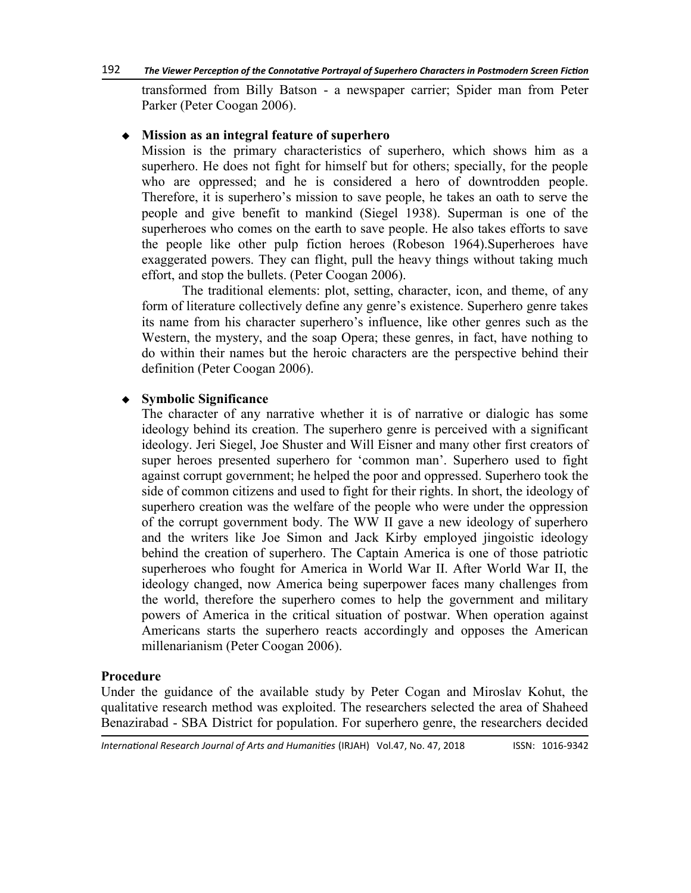transformed from Billy Batson - a newspaper carrier; Spider man from Peter Parker (Peter Coogan 2006).

- **Mission as an integral feature of superhero**

  Mission is the primary characteristics of superhero, which shows him as a superhero. He does not fight for himself but for others; specially, for the people who are oppressed; and he is considered a hero of downtrodden people. Therefore, it is superhero's mission to save people, he takes an oath to serve the people and give benefit to mankind (Siegel 1938). Superman is one of the superheroes who comes on the earth to save people. He also takes efforts to save the people like other pulp fiction heroes (Robeson 1964).Superheroes have exaggerated powers. They can flight, pull the heavy things without taking much effort, and stop the bullets. (Peter Coogan 2006).

  The traditional elements: plot, setting, character, icon, and theme, of any form of literature collectively define any genre's existence. Superhero genre takes its name from his character superhero's influence, like other genres such as the Western, the mystery, and the soap Opera; these genres, in fact, have nothing to do within their names but the heroic characters are the perspective behind their definition (Peter Coogan 2006).

- **Symbolic Significance**

  The character of any narrative whether it is of narrative or dialogic has some ideology behind its creation. The superhero genre is perceived with a significant ideology. Jeri Siegel, Joe Shuster and Will Eisner and many other first creators of super heroes presented superhero for 'common man'. Superhero used to fight against corrupt government; he helped the poor and oppressed. Superhero took the side of common citizens and used to fight for their rights. In short, the ideology of superhero creation was the welfare of the people who were under the oppression of the corrupt government body. The WW II gave a new ideology of superhero and the writers like Joe Simon and Jack Kirby employed jingoistic ideology behind the creation of superhero. The Captain America is one of those patriotic superheroes who fought for America in World War II. After World War II, the ideology changed, now America being superpower faces many challenges from the world, therefore the superhero comes to help the government and military powers of America in the critical situation of postwar. When operation against Americans starts the superhero reacts accordingly and opposes the American millenarianism (Peter Coogan 2006).

**Procedure**

Under the guidance of the available study by Peter Cogan and Miroslav Kohut, the qualitative research method was exploited. The researchers selected the area of Shaheed Benazirabad - SBA District for population. For superhero genre, the researchers decided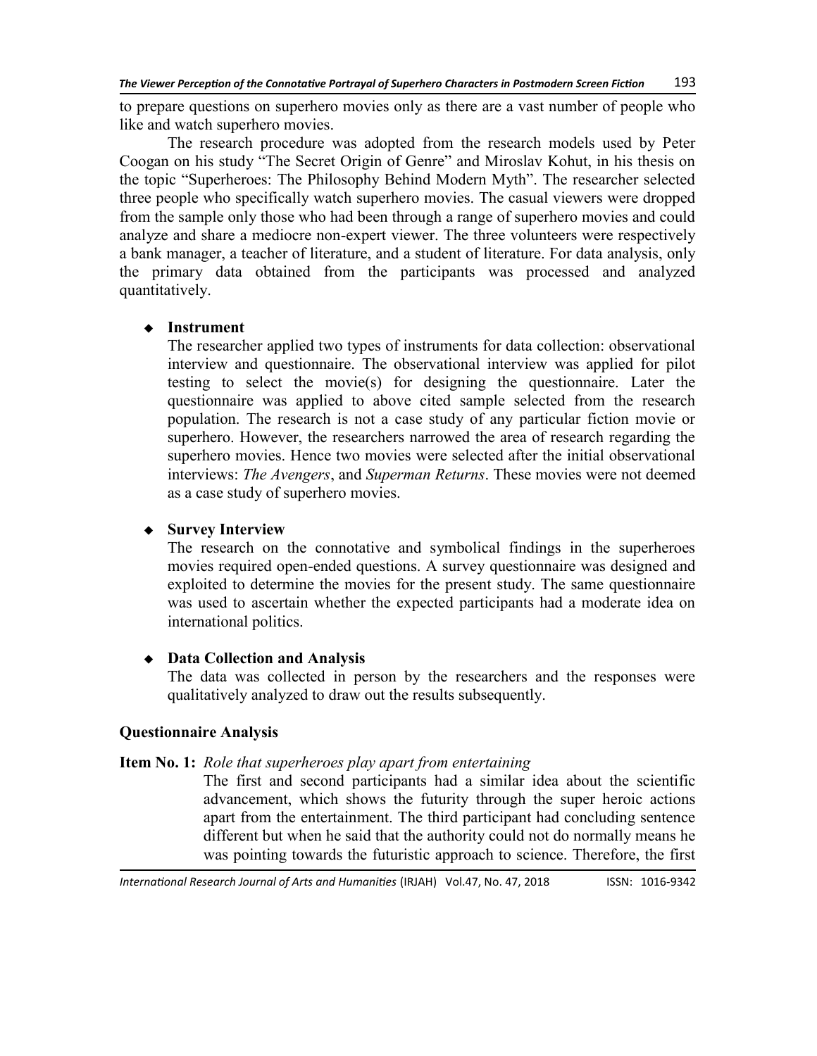to prepare questions on superhero movies only as there are a vast number of people who like and watch superhero movies.

The research procedure was adopted from the research models used by Peter Coogan on his study "The Secret Origin of Genre" and Miroslav Kohut, in his thesis on the topic "Superheroes: The Philosophy Behind Modern Myth". The researcher selected three people who specifically watch superhero movies. The casual viewers were dropped from the sample only those who had been through a range of superhero movies and could analyze and share a mediocre non-expert viewer. The three volunteers were respectively a bank manager, a teacher of literature, and a student of literature. For data analysis, only the primary data obtained from the participants was processed and analyzed quantitatively.

- **Instrument**

  The researcher applied two types of instruments for data collection: observational interview and questionnaire. The observational interview was applied for pilot testing to select the movie(s) for designing the questionnaire. Later the questionnaire was applied to above cited sample selected from the research population. The research is not a case study of any particular fiction movie or superhero. However, the researchers narrowed the area of research regarding the superhero movies. Hence two movies were selected after the initial observational interviews: *The Avengers*, and *Superman Returns*. These movies were not deemed as a case study of superhero movies.

- **Survey Interview**

  The research on the connotative and symbolical findings in the superheroes movies required open-ended questions. A survey questionnaire was designed and exploited to determine the movies for the present study. The same questionnaire was used to ascertain whether the expected participants had a moderate idea on international politics.

- **Data Collection and Analysis**

  The data was collected in person by the researchers and the responses were qualitatively analyzed to draw out the results subsequently.

## Questionnaire Analysis

**Item No. 1:** *Role that superheroes play apart from entertaining*

The first and second participants had a similar idea about the scientific advancement, which shows the futurity through the super heroic actions apart from the entertainment. The third participant had concluding sentence different but when he said that the authority could not do normally means he was pointing towards the futuristic approach to science. Therefore, the first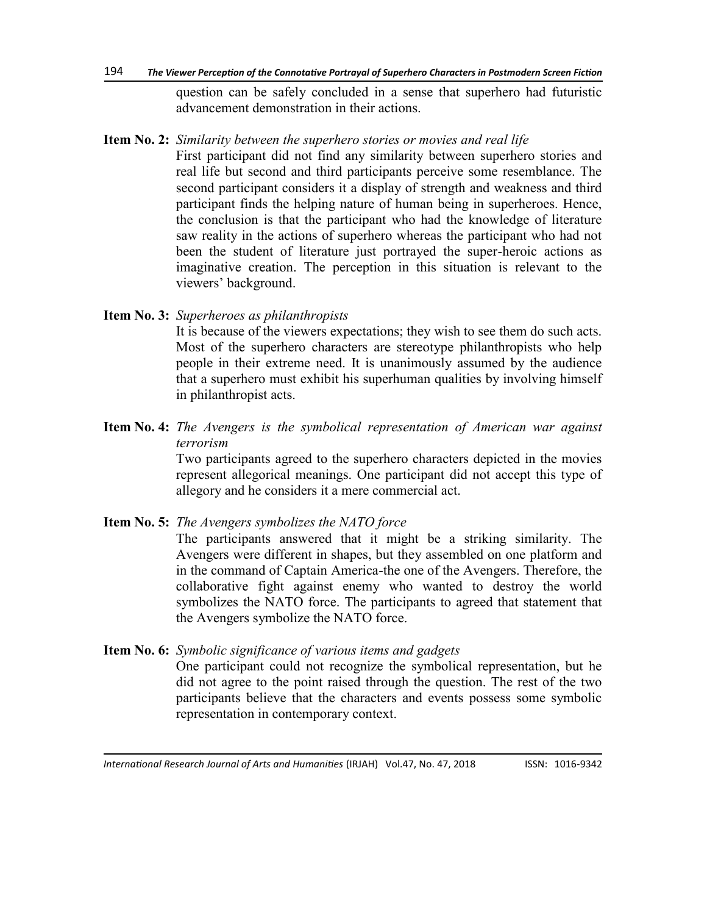question can be safely concluded in a sense that superhero had futuristic advancement demonstration in their actions.

**Item No. 2:** *Similarity between the superhero stories or movies and real life*

First participant did not find any similarity between superhero stories and real life but second and third participants perceive some resemblance. The second participant considers it a display of strength and weakness and third participant finds the helping nature of human being in superheroes. Hence, the conclusion is that the participant who had the knowledge of literature saw reality in the actions of superhero whereas the participant who had not been the student of literature just portrayed the super-heroic actions as imaginative creation. The perception in this situation is relevant to the viewers' background.

**Item No. 3:** *Superheroes as philanthropists*

It is because of the viewers expectations; they wish to see them do such acts. Most of the superhero characters are stereotype philanthropists who help people in their extreme need. It is unanimously assumed by the audience that a superhero must exhibit his superhuman qualities by involving himself in philanthropist acts.

**Item No. 4:** *The Avengers is the symbolical representation of American war against terrorism*

Two participants agreed to the superhero characters depicted in the movies represent allegorical meanings. One participant did not accept this type of allegory and he considers it a mere commercial act.

**Item No. 5:** *The Avengers symbolizes the NATO force*

The participants answered that it might be a striking similarity. The Avengers were different in shapes, but they assembled on one platform and in the command of Captain America-the one of the Avengers. Therefore, the collaborative fight against enemy who wanted to destroy the world symbolizes the NATO force. The participants to agreed that statement that the Avengers symbolize the NATO force.

**Item No. 6:** *Symbolic significance of various items and gadgets*

One participant could not recognize the symbolical representation, but he did not agree to the point raised through the question. The rest of the two participants believe that the characters and events possess some symbolic representation in contemporary context.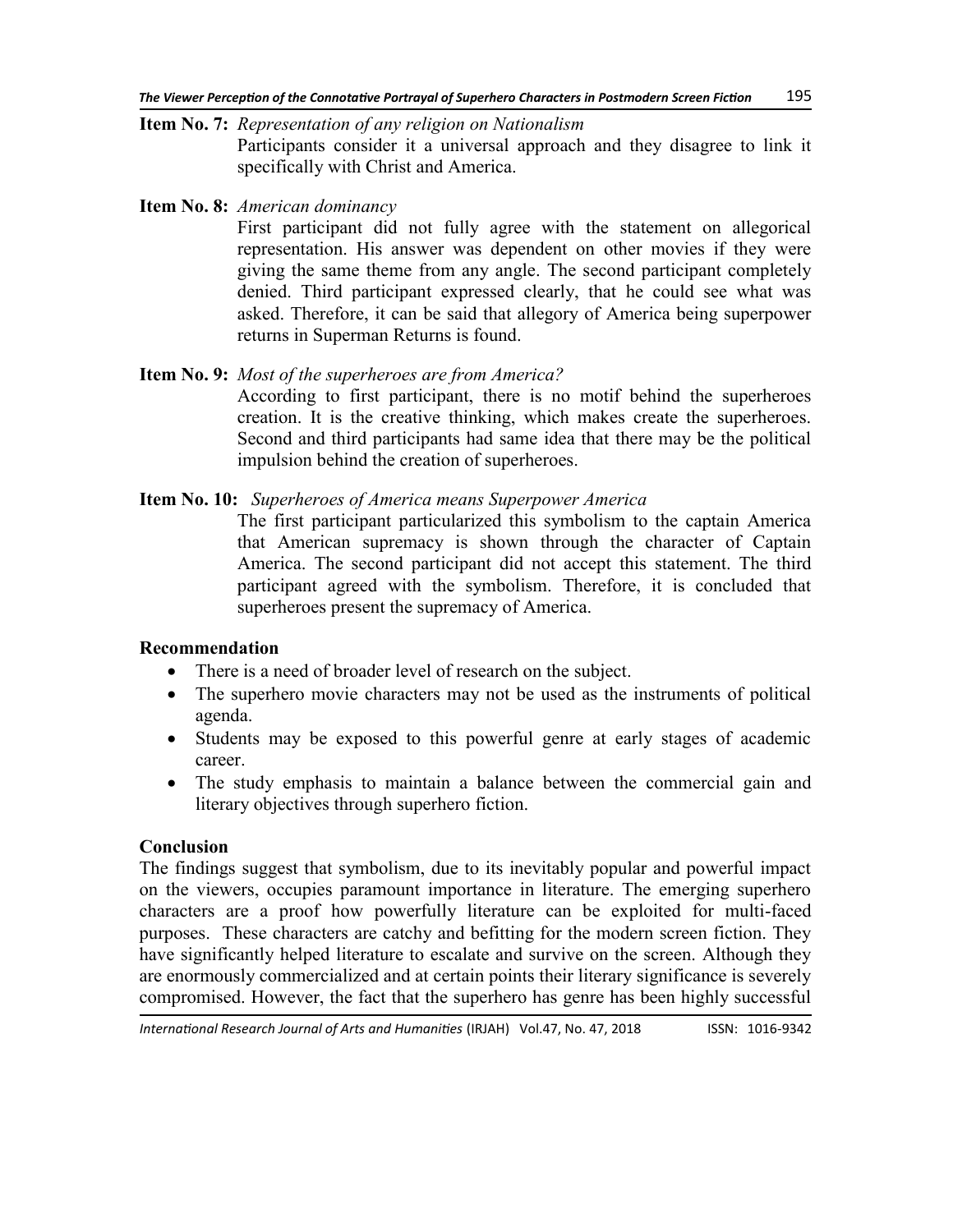**Item No. 7:** *Representation of any religion on Nationalism*

Participants consider it a universal approach and they disagree to link it specifically with Christ and America.

**Item No. 8:** *American dominancy*

First participant did not fully agree with the statement on allegorical representation. His answer was dependent on other movies if they were giving the same theme from any angle. The second participant completely denied. Third participant expressed clearly, that he could see what was asked. Therefore, it can be said that allegory of America being superpower returns in Superman Returns is found.

**Item No. 9:** *Most of the superheroes are from America?*

According to first participant, there is no motif behind the superheroes creation. It is the creative thinking, which makes create the superheroes. Second and third participants had same idea that there may be the political impulsion behind the creation of superheroes.

**Item No. 10:** *Superheroes of America means Superpower America*

The first participant particularized this symbolism to the captain America that American supremacy is shown through the character of Captain America. The second participant did not accept this statement. The third participant agreed with the symbolism. Therefore, it is concluded that superheroes present the supremacy of America.

## Recommendation

- There is a need of broader level of research on the subject.
- The superhero movie characters may not be used as the instruments of political agenda.
- Students may be exposed to this powerful genre at early stages of academic career.
- The study emphasis to maintain a balance between the commercial gain and literary objectives through superhero fiction.

## Conclusion

The findings suggest that symbolism, due to its inevitably popular and powerful impact on the viewers, occupies paramount importance in literature. The emerging superhero characters are a proof how powerfully literature can be exploited for multi-faced purposes. These characters are catchy and befitting for the modern screen fiction. They have significantly helped literature to escalate and survive on the screen. Although they are enormously commercialized and at certain points their literary significance is severely compromised. However, the fact that the superhero has genre has been highly successful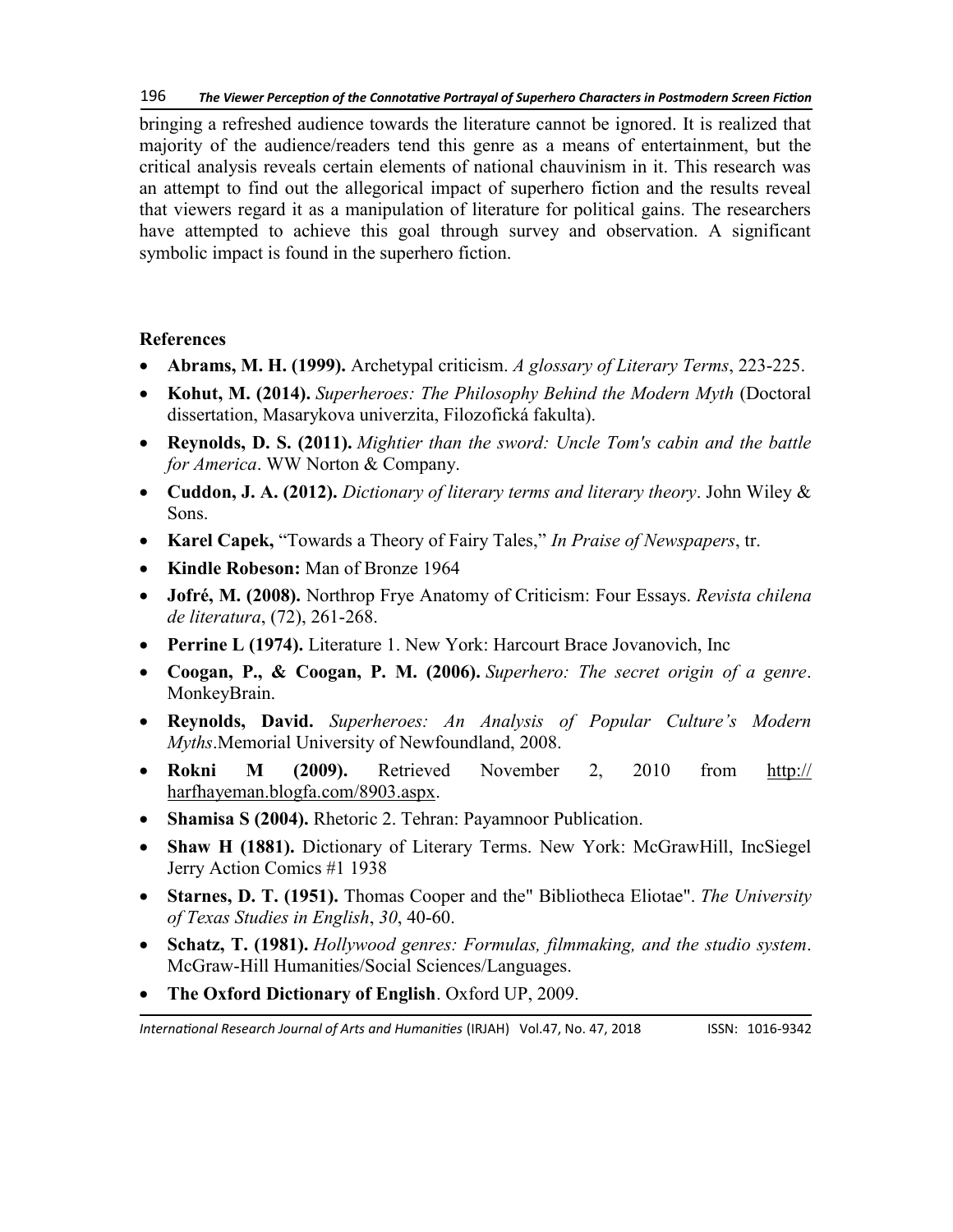bringing a refreshed audience towards the literature cannot be ignored. It is realized that majority of the audience/readers tend this genre as a means of entertainment, but the critical analysis reveals certain elements of national chauvinism in it. This research was an attempt to find out the allegorical impact of superhero fiction and the results reveal that viewers regard it as a manipulation of literature for political gains. The researchers have attempted to achieve this goal through survey and observation. A significant symbolic impact is found in the superhero fiction.

**References**

- **Abrams, M. H. (1999).** Archetypal criticism. *A glossary of Literary Terms*, 223-225.
- **Kohut, M. (2014).** *Superheroes: The Philosophy Behind the Modern Myth* (Doctoral dissertation, Masarykova univerzita, Filozofická fakulta).
- **Reynolds, D. S. (2011).** *Mightier than the sword: Uncle Tom's cabin and the battle for America*. WW Norton & Company.
- **Cuddon, J. A. (2012).** *Dictionary of literary terms and literary theory*. John Wiley & Sons.
- **Karel Capek,** "Towards a Theory of Fairy Tales," *In Praise of Newspapers*, tr.
- **Kindle Robeson:** Man of Bronze 1964
- **Jofré, M. (2008).** Northrop Frye Anatomy of Criticism: Four Essays. *Revista chilena de literatura*, (72), 261-268.
- **Perrine L (1974).** Literature 1. New York: Harcourt Brace Jovanovich, Inc
- **Coogan, P., & Coogan, P. M. (2006).** *Superhero: The secret origin of a genre*. MonkeyBrain.
- **Reynolds, David.** *Superheroes: An Analysis of Popular Culture's Modern Myths*.Memorial University of Newfoundland, 2008.
- **Rokni M (2009).** Retrieved November 2, 2010 from http:// harfhayeman.blogfa.com/8903.aspx.
- **Shamisa S (2004).** Rhetoric 2. Tehran: Payamnoor Publication.
- **Shaw H (1881).** Dictionary of Literary Terms. New York: McGrawHill, IncSiegel Jerry Action Comics #1 1938
- **Starnes, D. T. (1951).** Thomas Cooper and the" Bibliotheca Eliotae". *The University of Texas Studies in English*, *30*, 40-60.
- **Schatz, T. (1981).** *Hollywood genres: Formulas, filmmaking, and the studio system*. McGraw-Hill Humanities/Social Sciences/Languages.
- **The Oxford Dictionary of English**. Oxford UP, 2009.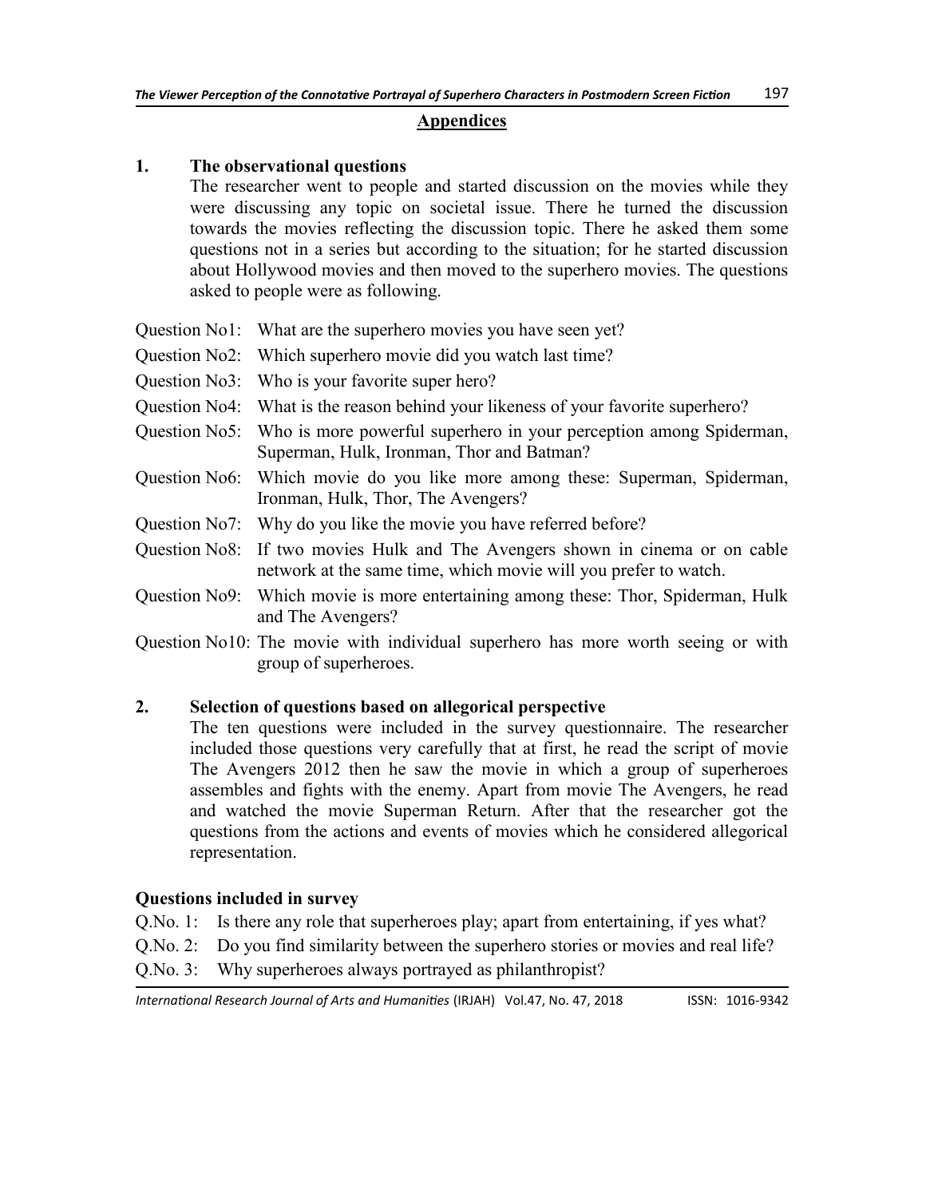## Appendices

### 1. The observational questions

The researcher went to people and started discussion on the movies while they were discussing any topic on societal issue. There he turned the discussion towards the movies reflecting the discussion topic. There he asked them some questions not in a series but according to the situation; for he started discussion about Hollywood movies and then moved to the superhero movies. The questions asked to people were as following.

Question No1: What are the superhero movies you have seen yet?

Question No2: Which superhero movie did you watch last time?

Question No3: Who is your favorite super hero?

Question No4: What is the reason behind your likeness of your favorite superhero?

Question No5: Who is more powerful superhero in your perception among Spiderman, Superman, Hulk, Ironman, Thor and Batman?

Question No6: Which movie do you like more among these: Superman, Spiderman, Ironman, Hulk, Thor, The Avengers?

Question No7: Why do you like the movie you have referred before?

Question No8: If two movies Hulk and The Avengers shown in cinema or on cable network at the same time, which movie will you prefer to watch.

Question No9: Which movie is more entertaining among these: Thor, Spiderman, Hulk and The Avengers?

Question No10: The movie with individual superhero has more worth seeing or with group of superheroes.

### 2. Selection of questions based on allegorical perspective

The ten questions were included in the survey questionnaire. The researcher included those questions very carefully that at first, he read the script of movie The Avengers 2012 then he saw the movie in which a group of superheroes assembles and fights with the enemy. Apart from movie The Avengers, he read and watched the movie Superman Return. After that the researcher got the questions from the actions and events of movies which he considered allegorical representation.

#### Questions included in survey

Q.No. 1: Is there any role that superheroes play; apart from entertaining, if yes what?

Q.No. 2: Do you find similarity between the superhero stories or movies and real life?

Q.No. 3: Why superheroes always portrayed as philanthropist?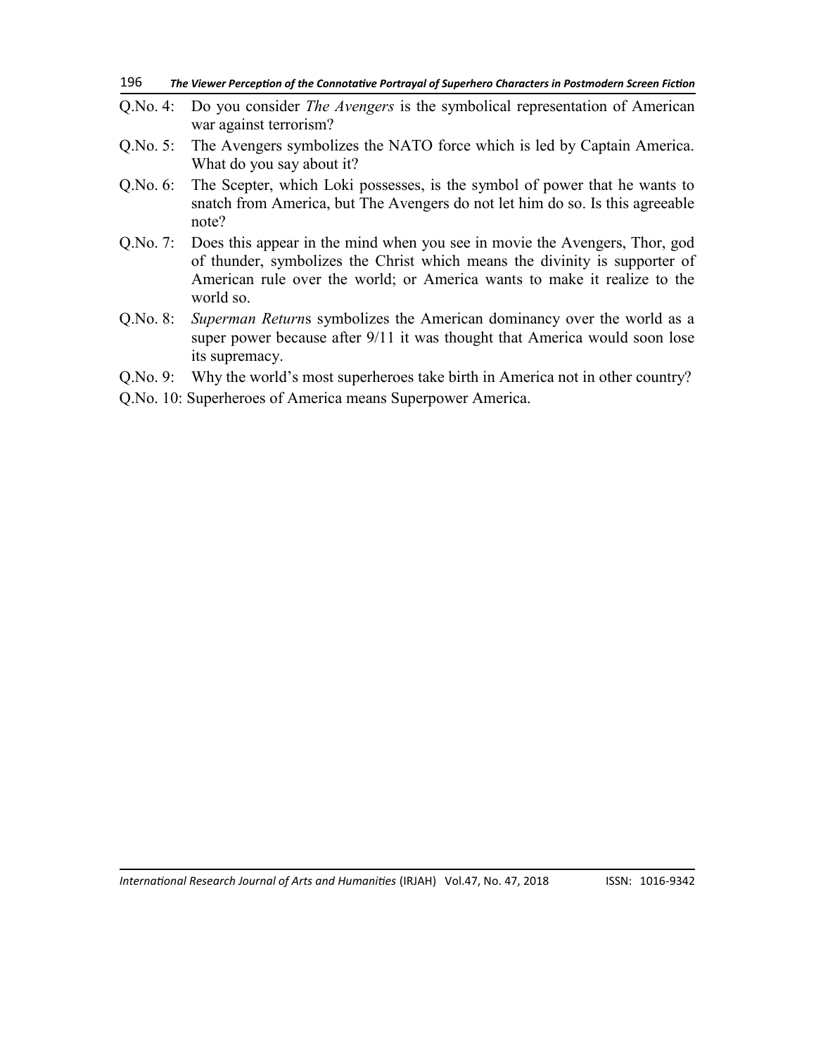Q.No. 4: Do you consider *The Avengers* is the symbolical representation of American war against terrorism?

Q.No. 5: The Avengers symbolizes the NATO force which is led by Captain America. What do you say about it?

Q.No. 6: The Scepter, which Loki possesses, is the symbol of power that he wants to snatch from America, but The Avengers do not let him do so. Is this agreeable note?

Q.No. 7: Does this appear in the mind when you see in movie the Avengers, Thor, god of thunder, symbolizes the Christ which means the divinity is supporter of American rule over the world; or America wants to make it realize to the world so.

Q.No. 8: *Superman Return*s symbolizes the American dominancy over the world as a super power because after 9/11 it was thought that America would soon lose its supremacy.

Q.No. 9: Why the world's most superheroes take birth in America not in other country?

Q.No. 10: Superheroes of America means Superpower America.